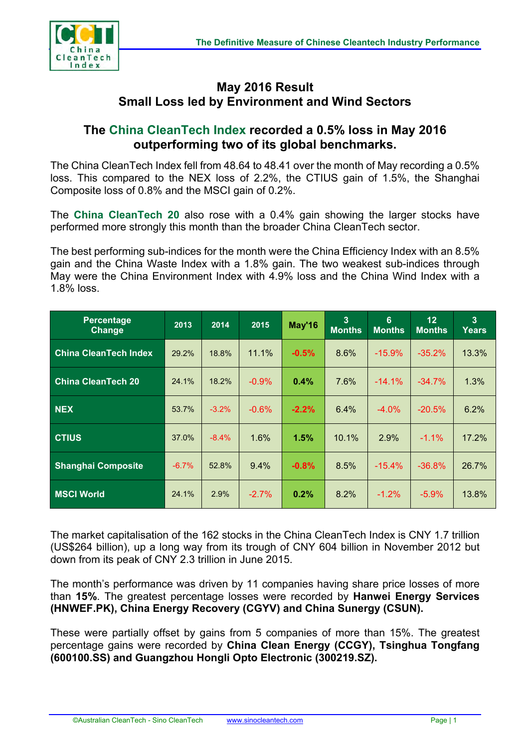# May 2016 Result
## Small Loss led by Environment and Wind Sectors

### The China CleanTech Index recorded a 0.5% loss in May 2016 outperforming two of its global benchmarks.

The China CleanTech Index fell from 48.64 to 48.41 over the month of May recording a 0.5% loss. This compared to the NEX loss of 2.2%, the CTIUS gain of 1.5%, the Shanghai Composite loss of 0.8% and the MSCI gain of 0.2%.

The **China CleanTech 20** also rose with a 0.4% gain showing the larger stocks have performed more strongly this month than the broader China CleanTech sector.

The best performing sub-indices for the month were the China Efficiency Index with an 8.5% gain and the China Waste Index with a 1.8% gain. The two weakest sub-indices through May were the China Environment Index with 4.9% loss and the China Wind Index with a 1.8% loss.

| Percentage Change | 2013 | 2014 | 2015 | May'16 | 3 Months | 6 Months | 12 Months | 3 Years |
|---|---|---|---|---|---|---|---|---|
| China CleanTech Index | 29.2% | 18.8% | 11.1% | -0.5% | 8.6% | -15.9% | -35.2% | 13.3% |
| China CleanTech 20 | 24.1% | 18.2% | -0.9% | 0.4% | 7.6% | -14.1% | -34.7% | 1.3% |
| NEX | 53.7% | -3.2% | -0.6% | -2.2% | 6.4% | -4.0% | -20.5% | 6.2% |
| CTIUS | 37.0% | -8.4% | 1.6% | 1.5% | 10.1% | 2.9% | -1.1% | 17.2% |
| Shanghai Composite | -6.7% | 52.8% | 9.4% | -0.8% | 8.5% | -15.4% | -36.8% | 26.7% |
| MSCI World | 24.1% | 2.9% | -2.7% | 0.2% | 8.2% | -1.2% | -5.9% | 13.8% |

The market capitalisation of the 162 stocks in the China CleanTech Index is CNY 1.7 trillion (US$264 billion), up a long way from its trough of CNY 604 billion in November 2012 but down from its peak of CNY 2.3 trillion in June 2015.

The month's performance was driven by 11 companies having share price losses of more than **15%**. The greatest percentage losses were recorded by **Hanwei Energy Services (HNWEF.PK), China Energy Recovery (CGYV) and China Sunergy (CSUN).**

These were partially offset by gains from 5 companies of more than 15%. The greatest percentage gains were recorded by **China Clean Energy (CCGY), Tsinghua Tongfang (600100.SS) and Guangzhou Hongli Opto Electronic (300219.SZ).**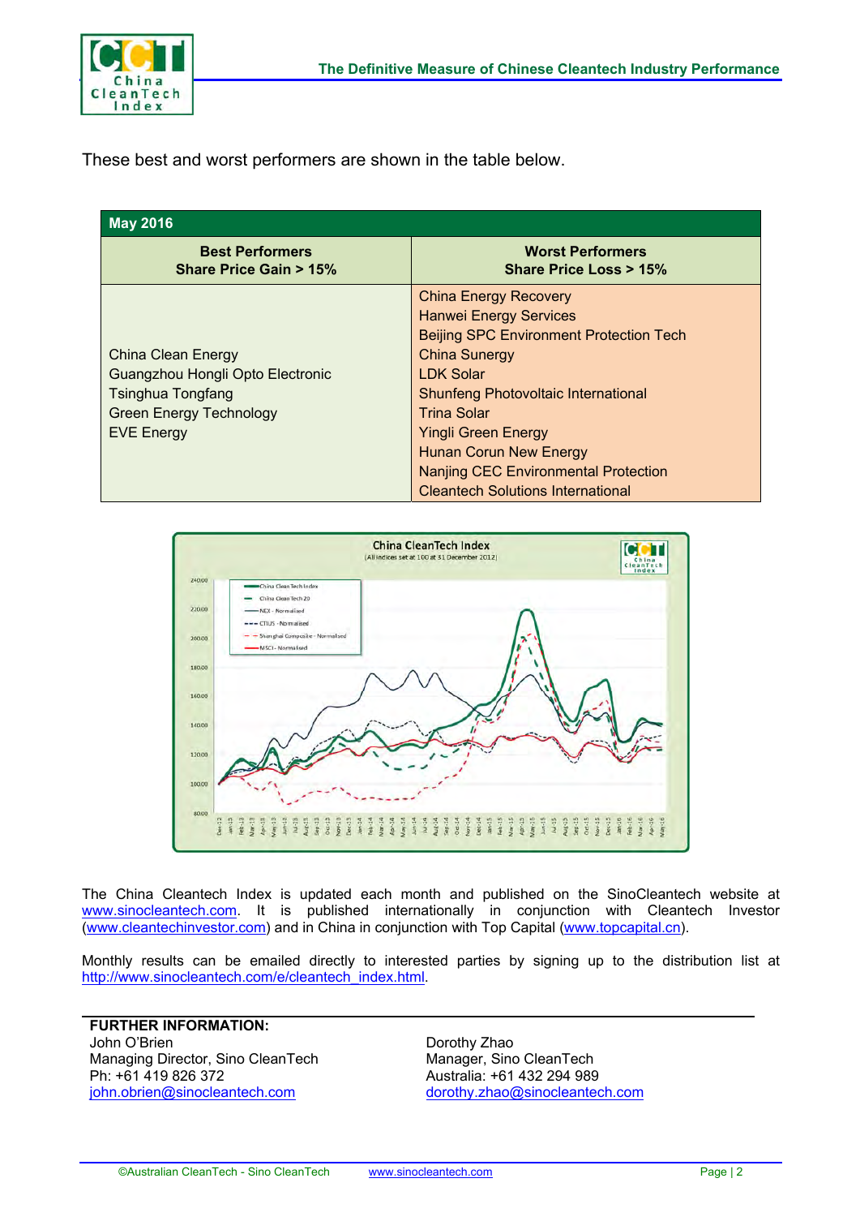These best and worst performers are shown in the table below.

| May 2016 | |
|---|---|
| **Best Performers Share Price Gain > 15%** | **Worst Performers Share Price Loss > 15%** |
| China Clean Energy<br>Guangzhou Hongli Opto Electronic<br>Tsinghua Tongfang<br>Green Energy Technology<br>EVE Energy | China Energy Recovery<br>Hanwei Energy Services<br>Beijing SPC Environment Protection Tech<br>China Sunergy<br>LDK Solar<br>Shunfeng Photovoltaic International<br>Trina Solar<br>Yingli Green Energy<br>Hunan Corun New Energy<br>Nanjing CEC Environmental Protection<br>Cleantech Solutions International |

China CleanTech Index
(All indices set at 100 at 31 December 2012)

China Clean Tech Index
China Clean Tech 20
NEX - Normalised
CTIUS - Normalised
Shanghai Composite - Normalised
MSCI - Normalised

240.00
220.00
200.00
180.00
160.00
140.00
120.00
100.00
80.00

Dec-12, Jan-13, Feb-13, Mar-13, Apr-13, May-13, Jun-13, Jul-13, Aug-13, Sep-13, Oct-13, Nov-13, Dec-13, Jan-14, Feb-14, Mar-14, Apr-14, May-14, Jun-14, Jul-14, Aug-14, Sep-14, Oct-14, Nov-14, Dec-14, Jan-15, Feb-15, Mar-15, Apr-15, May-15, Jun-15, Jul-15, Aug-15, Sep-15, Oct-15, Nov-15, Dec-15, Jan-16, Feb-16, Mar-16, Apr-16, May-16

The China Cleantech Index is updated each month and published on the SinoCleantech website at www.sinocleantech.com. It is published internationally in conjunction with Cleantech Investor (www.cleantechinvestor.com) and in China in conjunction with Top Capital (www.topcapital.cn).

Monthly results can be emailed directly to interested parties by signing up to the distribution list at http://www.sinocleantech.com/e/cleantech_index.html.

**FURTHER INFORMATION:**

John O'Brien
Managing Director, Sino CleanTech
Ph: +61 419 826 372
john.obrien@sinocleantech.com

Dorothy Zhao
Manager, Sino CleanTech
Australia: +61 432 294 989
dorothy.zhao@sinocleantech.com